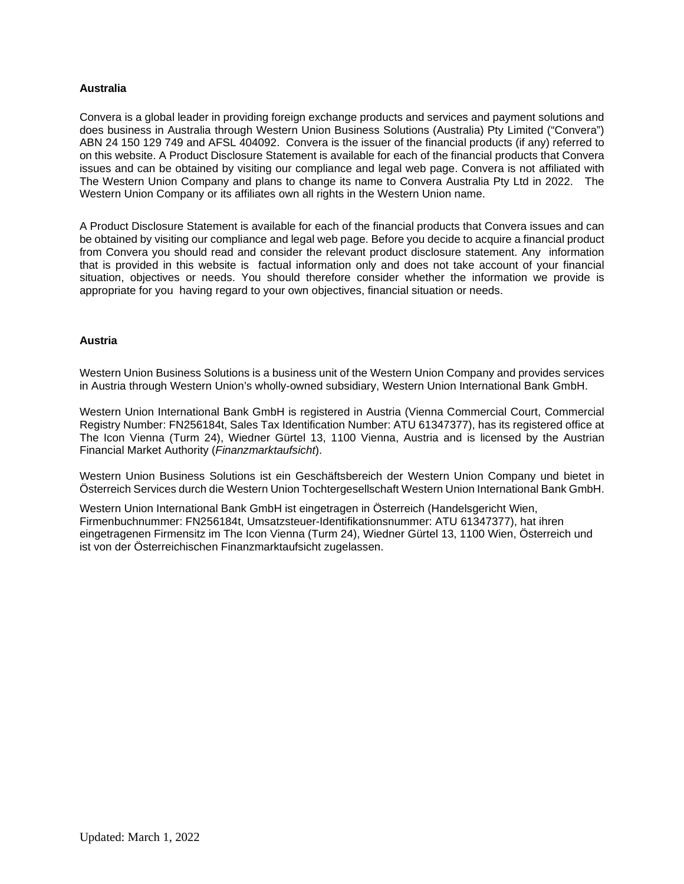**Australia**

Convera is a global leader in providing foreign exchange products and services and payment solutions and does business in Australia through Western Union Business Solutions (Australia) Pty Limited ("Convera") ABN 24 150 129 749 and AFSL 404092. Convera is the issuer of the financial products (if any) referred to on this website. A Product Disclosure Statement is available for each of the financial products that Convera issues and can be obtained by visiting our compliance and legal web page. Convera is not affiliated with The Western Union Company and plans to change its name to Convera Australia Pty Ltd in 2022. The Western Union Company or its affiliates own all rights in the Western Union name.

A Product Disclosure Statement is available for each of the financial products that Convera issues and can be obtained by visiting our compliance and legal web page. Before you decide to acquire a financial product from Convera you should read and consider the relevant product disclosure statement. Any information that is provided in this website is factual information only and does not take account of your financial situation, objectives or needs. You should therefore consider whether the information we provide is appropriate for you having regard to your own objectives, financial situation or needs.

**Austria**

Western Union Business Solutions is a business unit of the Western Union Company and provides services in Austria through Western Union's wholly-owned subsidiary, Western Union International Bank GmbH.

Western Union International Bank GmbH is registered in Austria (Vienna Commercial Court, Commercial Registry Number: FN256184t, Sales Tax Identification Number: ATU 61347377), has its registered office at The Icon Vienna (Turm 24), Wiedner Gürtel 13, 1100 Vienna, Austria and is licensed by the Austrian Financial Market Authority (*Finanzmarktaufsicht*).

Western Union Business Solutions ist ein Geschäftsbereich der Western Union Company und bietet in Österreich Services durch die Western Union Tochtergesellschaft Western Union International Bank GmbH.

Western Union International Bank GmbH ist eingetragen in Österreich (Handelsgericht Wien, Firmenbuchnummer: FN256184t, Umsatzsteuer-Identifikationsnummer: ATU 61347377), hat ihren eingetragenen Firmensitz im The Icon Vienna (Turm 24), Wiedner Gürtel 13, 1100 Wien, Österreich und ist von der Österreichischen Finanzmarktaufsicht zugelassen.

Updated: March 1, 2022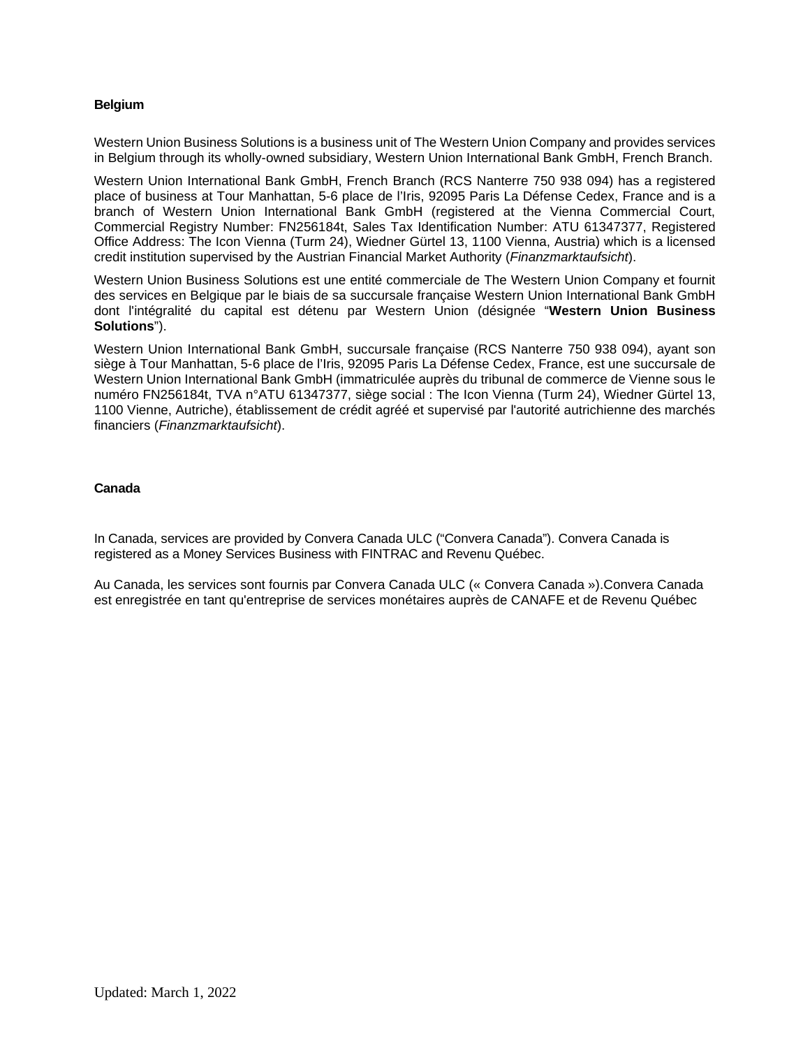**Belgium**

Western Union Business Solutions is a business unit of The Western Union Company and provides services in Belgium through its wholly-owned subsidiary, Western Union International Bank GmbH, French Branch.

Western Union International Bank GmbH, French Branch (RCS Nanterre 750 938 094) has a registered place of business at Tour Manhattan, 5-6 place de l'Iris, 92095 Paris La Défense Cedex, France and is a branch of Western Union International Bank GmbH (registered at the Vienna Commercial Court, Commercial Registry Number: FN256184t, Sales Tax Identification Number: ATU 61347377, Registered Office Address: The Icon Vienna (Turm 24), Wiedner Gürtel 13, 1100 Vienna, Austria) which is a licensed credit institution supervised by the Austrian Financial Market Authority (*Finanzmarktaufsicht*).

Western Union Business Solutions est une entité commerciale de The Western Union Company et fournit des services en Belgique par le biais de sa succursale française Western Union International Bank GmbH dont l'intégralité du capital est détenu par Western Union (désignée "**Western Union Business Solutions**").

Western Union International Bank GmbH, succursale française (RCS Nanterre 750 938 094), ayant son siège à Tour Manhattan, 5-6 place de l'Iris, 92095 Paris La Défense Cedex, France, est une succursale de Western Union International Bank GmbH (immatriculée auprès du tribunal de commerce de Vienne sous le numéro FN256184t, TVA n°ATU 61347377, siège social : The Icon Vienna (Turm 24), Wiedner Gürtel 13, 1100 Vienne, Autriche), établissement de crédit agréé et supervisé par l'autorité autrichienne des marchés financiers (*Finanzmarktaufsicht*).

**Canada**

In Canada, services are provided by Convera Canada ULC ("Convera Canada"). Convera Canada is registered as a Money Services Business with FINTRAC and Revenu Québec.

Au Canada, les services sont fournis par Convera Canada ULC (« Convera Canada »).Convera Canada est enregistrée en tant qu'entreprise de services monétaires auprès de CANAFE et de Revenu Québec

Updated: March 1, 2022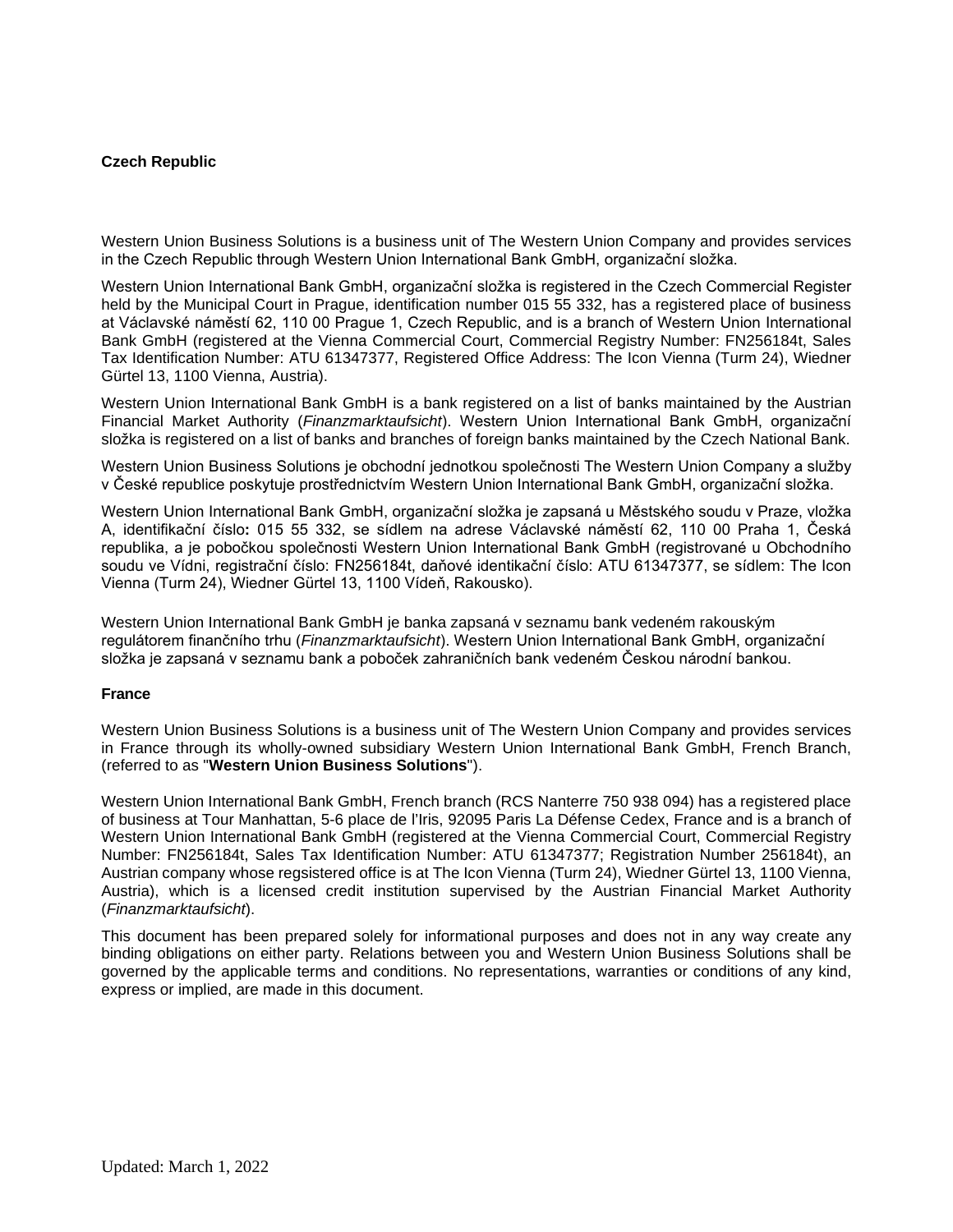**Czech Republic**

Western Union Business Solutions is a business unit of The Western Union Company and provides services in the Czech Republic through Western Union International Bank GmbH, organizační složka.

Western Union International Bank GmbH, organizační složka is registered in the Czech Commercial Register held by the Municipal Court in Prague, identification number 015 55 332, has a registered place of business at Václavské náměstí 62, 110 00 Prague 1, Czech Republic, and is a branch of Western Union International Bank GmbH (registered at the Vienna Commercial Court, Commercial Registry Number: FN256184t, Sales Tax Identification Number: ATU 61347377, Registered Office Address: The Icon Vienna (Turm 24), Wiedner Gürtel 13, 1100 Vienna, Austria).

Western Union International Bank GmbH is a bank registered on a list of banks maintained by the Austrian Financial Market Authority (*Finanzmarktaufsicht*). Western Union International Bank GmbH, organizační složka is registered on a list of banks and branches of foreign banks maintained by the Czech National Bank.

Western Union Business Solutions je obchodní jednotkou společnosti The Western Union Company a služby v České republice poskytuje prostřednictvím Western Union International Bank GmbH, organizační složka.

Western Union International Bank GmbH, organizační složka je zapsaná u Městského soudu v Praze, vložka A, identifikační číslo**:** 015 55 332, se sídlem na adrese Václavské náměstí 62, 110 00 Praha 1, Česká republika, a je pobočkou společnosti Western Union International Bank GmbH (registrované u Obchodního soudu ve Vídni, registrační číslo: FN256184t, daňové identikační číslo: ATU 61347377, se sídlem: The Icon Vienna (Turm 24), Wiedner Gürtel 13, 1100 Vídeň, Rakousko).

Western Union International Bank GmbH je banka zapsaná v seznamu bank vedeném rakouským regulátorem finančního trhu (*Finanzmarktaufsicht*). Western Union International Bank GmbH, organizační složka je zapsaná v seznamu bank a poboček zahraničních bank vedeném Českou národní bankou.

**France**

Western Union Business Solutions is a business unit of The Western Union Company and provides services in France through its wholly-owned subsidiary Western Union International Bank GmbH, French Branch, (referred to as "**Western Union Business Solutions**").

Western Union International Bank GmbH, French branch (RCS Nanterre 750 938 094) has a registered place of business at Tour Manhattan, 5-6 place de l'Iris, 92095 Paris La Défense Cedex, France and is a branch of Western Union International Bank GmbH (registered at the Vienna Commercial Court, Commercial Registry Number: FN256184t, Sales Tax Identification Number: ATU 61347377; Registration Number 256184t), an Austrian company whose regsistered office is at The Icon Vienna (Turm 24), Wiedner Gürtel 13, 1100 Vienna, Austria), which is a licensed credit institution supervised by the Austrian Financial Market Authority (*Finanzmarktaufsicht*).

This document has been prepared solely for informational purposes and does not in any way create any binding obligations on either party. Relations between you and Western Union Business Solutions shall be governed by the applicable terms and conditions. No representations, warranties or conditions of any kind, express or implied, are made in this document.

Updated: March 1, 2022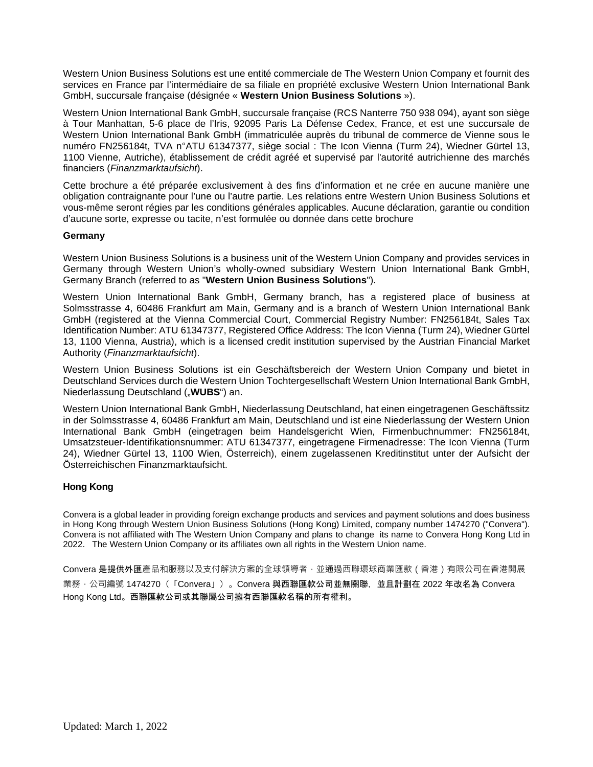Western Union Business Solutions est une entité commerciale de The Western Union Company et fournit des services en France par l'intermédiaire de sa filiale en propriété exclusive Western Union International Bank GmbH, succursale française (désignée « **Western Union Business Solutions** »).

Western Union International Bank GmbH, succursale française (RCS Nanterre 750 938 094), ayant son siège à Tour Manhattan, 5-6 place de l'Iris, 92095 Paris La Défense Cedex, France, et est une succursale de Western Union International Bank GmbH (immatriculée auprès du tribunal de commerce de Vienne sous le numéro FN256184t, TVA n°ATU 61347377, siège social : The Icon Vienna (Turm 24), Wiedner Gürtel 13, 1100 Vienne, Autriche), établissement de crédit agréé et supervisé par l'autorité autrichienne des marchés financiers (*Finanzmarktaufsicht*).

Cette brochure a été préparée exclusivement à des fins d'information et ne crée en aucune manière une obligation contraignante pour l'une ou l'autre partie. Les relations entre Western Union Business Solutions et vous-même seront régies par les conditions générales applicables. Aucune déclaration, garantie ou condition d'aucune sorte, expresse ou tacite, n'est formulée ou donnée dans cette brochure

**Germany**

Western Union Business Solutions is a business unit of the Western Union Company and provides services in Germany through Western Union's wholly-owned subsidiary Western Union International Bank GmbH, Germany Branch (referred to as "**Western Union Business Solutions**").

Western Union International Bank GmbH, Germany branch, has a registered place of business at Solmsstrasse 4, 60486 Frankfurt am Main, Germany and is a branch of Western Union International Bank GmbH (registered at the Vienna Commercial Court, Commercial Registry Number: FN256184t, Sales Tax Identification Number: ATU 61347377, Registered Office Address: The Icon Vienna (Turm 24), Wiedner Gürtel 13, 1100 Vienna, Austria), which is a licensed credit institution supervised by the Austrian Financial Market Authority (*Finanzmarktaufsicht*).

Western Union Business Solutions ist ein Geschäftsbereich der Western Union Company und bietet in Deutschland Services durch die Western Union Tochtergesellschaft Western Union International Bank GmbH, Niederlassung Deutschland („**WUBS**") an.

Western Union International Bank GmbH, Niederlassung Deutschland, hat einen eingetragenen Geschäftssitz in der Solmsstrasse 4, 60486 Frankfurt am Main, Deutschland und ist eine Niederlassung der Western Union International Bank GmbH (eingetragen beim Handelsgericht Wien, Firmenbuchnummer: FN256184t, Umsatzsteuer-Identifikationsnummer: ATU 61347377, eingetragene Firmenadresse: The Icon Vienna (Turm 24), Wiedner Gürtel 13, 1100 Wien, Österreich), einem zugelassenen Kreditinstitut unter der Aufsicht der Österreichischen Finanzmarktaufsicht.

**Hong Kong**

Convera is a global leader in providing foreign exchange products and services and payment solutions and does business in Hong Kong through Western Union Business Solutions (Hong Kong) Limited, company number 1474270 ("Convera"). Convera is not affiliated with The Western Union Company and plans to change its name to Convera Hong Kong Ltd in 2022. The Western Union Company or its affiliates own all rights in the Western Union name.

Convera 是提供外匯產品和服務以及支付解決方案的全球領導者，並通過西聯環球商業匯款（香港）有限公司在香港開展業務，公司編號 1474270（「Convera」）。Convera 與西聯匯款公司並無關聯，並且計劃在 2022 年改名為 Convera Hong Kong Ltd。西聯匯款公司或其聯屬公司擁有西聯匯款名稱的所有權利。

Updated: March 1, 2022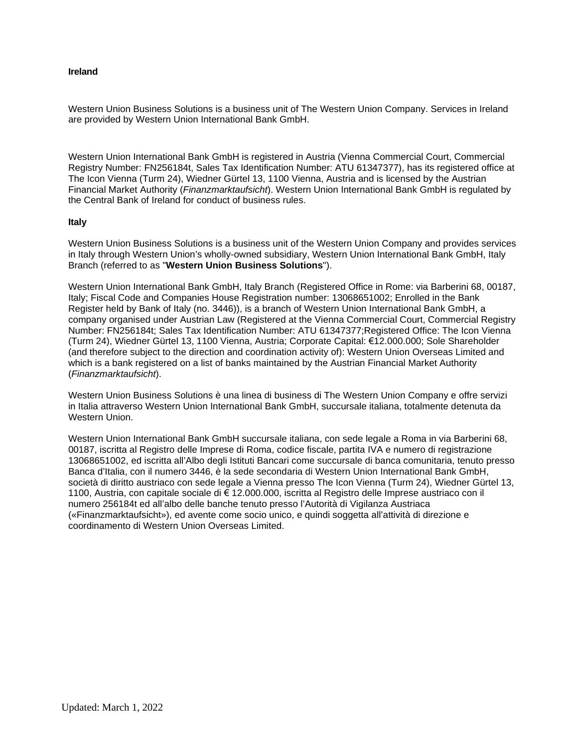**Ireland**

Western Union Business Solutions is a business unit of The Western Union Company. Services in Ireland are provided by Western Union International Bank GmbH.

Western Union International Bank GmbH is registered in Austria (Vienna Commercial Court, Commercial Registry Number: FN256184t, Sales Tax Identification Number: ATU 61347377), has its registered office at The Icon Vienna (Turm 24), Wiedner Gürtel 13, 1100 Vienna, Austria and is licensed by the Austrian Financial Market Authority (*Finanzmarktaufsicht*). Western Union International Bank GmbH is regulated by the Central Bank of Ireland for conduct of business rules.

**Italy**

Western Union Business Solutions is a business unit of the Western Union Company and provides services in Italy through Western Union's wholly-owned subsidiary, Western Union International Bank GmbH, Italy Branch (referred to as "**Western Union Business Solutions**").

Western Union International Bank GmbH, Italy Branch (Registered Office in Rome: via Barberini 68, 00187, Italy; Fiscal Code and Companies House Registration number: 13068651002; Enrolled in the Bank Register held by Bank of Italy (no. 3446)), is a branch of Western Union International Bank GmbH, a company organised under Austrian Law (Registered at the Vienna Commercial Court, Commercial Registry Number: FN256184t; Sales Tax Identification Number: ATU 61347377;Registered Office: The Icon Vienna (Turm 24), Wiedner Gürtel 13, 1100 Vienna, Austria; Corporate Capital: €12.000.000; Sole Shareholder (and therefore subject to the direction and coordination activity of): Western Union Overseas Limited and which is a bank registered on a list of banks maintained by the Austrian Financial Market Authority (*Finanzmarktaufsicht*).

Western Union Business Solutions è una linea di business di The Western Union Company e offre servizi in Italia attraverso Western Union International Bank GmbH, succursale italiana, totalmente detenuta da Western Union.

Western Union International Bank GmbH succursale italiana, con sede legale a Roma in via Barberini 68, 00187, iscritta al Registro delle Imprese di Roma, codice fiscale, partita IVA e numero di registrazione 13068651002, ed iscritta all'Albo degli Istituti Bancari come succursale di banca comunitaria, tenuto presso Banca d'Italia, con il numero 3446, è la sede secondaria di Western Union International Bank GmbH, società di diritto austriaco con sede legale a Vienna presso The Icon Vienna (Turm 24), Wiedner Gürtel 13, 1100, Austria, con capitale sociale di € 12.000.000, iscritta al Registro delle Imprese austriaco con il numero 256184t ed all'albo delle banche tenuto presso l'Autorità di Vigilanza Austriaca («Finanzmarktaufsicht»), ed avente come socio unico, e quindi soggetta all'attività di direzione e coordinamento di Western Union Overseas Limited.

Updated: March 1, 2022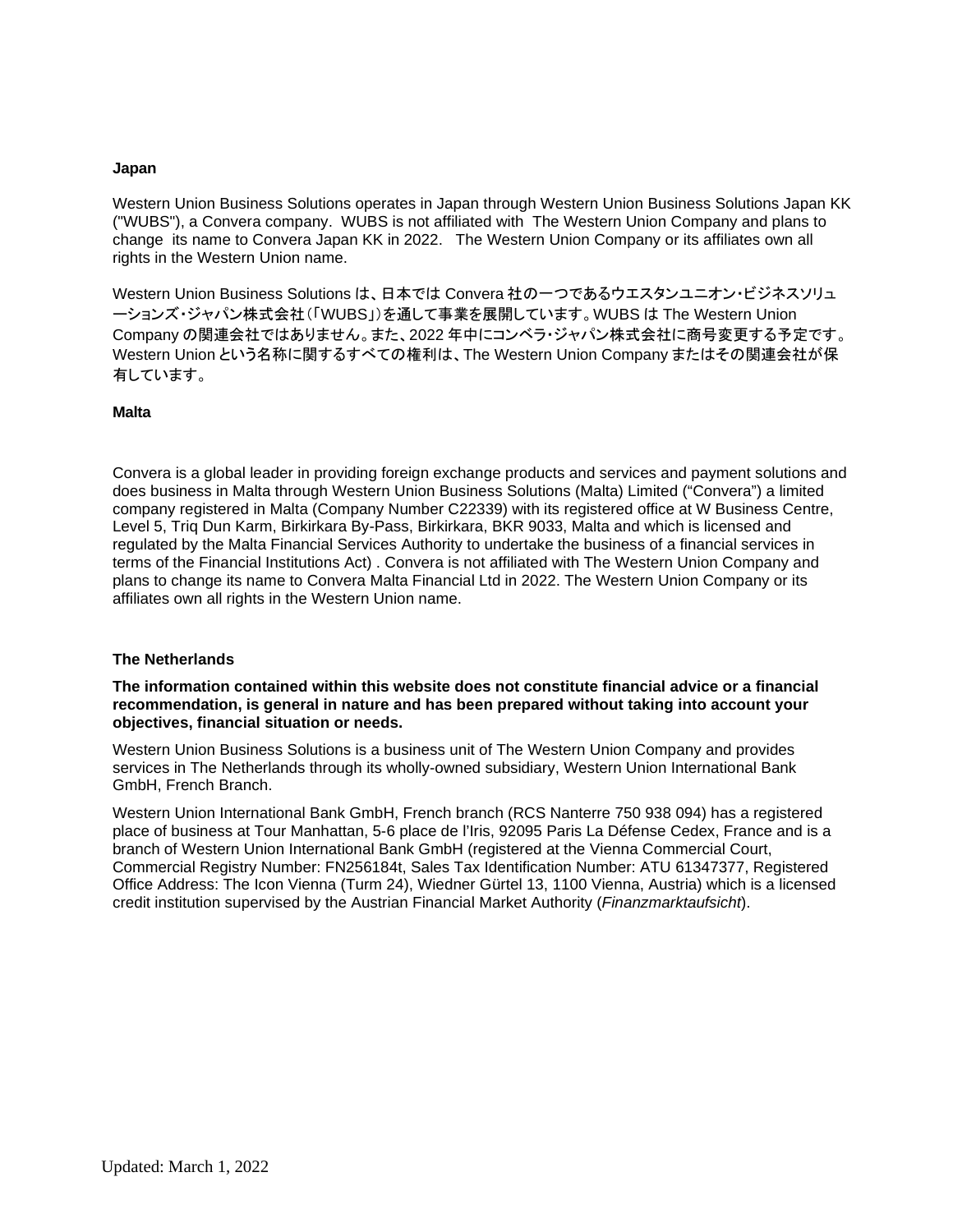**Japan**

Western Union Business Solutions operates in Japan through Western Union Business Solutions Japan KK ("WUBS"), a Convera company. WUBS is not affiliated with The Western Union Company and plans to change its name to Convera Japan KK in 2022. The Western Union Company or its affiliates own all rights in the Western Union name.

Western Union Business Solutions は、日本では Convera 社の一つであるウエスタンユニオン・ビジネスソリューションズ・ジャパン株式会社（「WUBS」）を通して事業を展開しています。WUBS は The Western Union Company の関連会社ではありません。また、2022 年中にコンベラ・ジャパン株式会社に商号変更する予定です。Western Union という名称に関するすべての権利は、The Western Union Company またはその関連会社が保有しています。

**Malta**

Convera is a global leader in providing foreign exchange products and services and payment solutions and does business in Malta through Western Union Business Solutions (Malta) Limited ("Convera") a limited company registered in Malta (Company Number C22339) with its registered office at W Business Centre, Level 5, Triq Dun Karm, Birkirkara By-Pass, Birkirkara, BKR 9033, Malta and which is licensed and regulated by the Malta Financial Services Authority to undertake the business of a financial services in terms of the Financial Institutions Act) . Convera is not affiliated with The Western Union Company and plans to change its name to Convera Malta Financial Ltd in 2022. The Western Union Company or its affiliates own all rights in the Western Union name.

**The Netherlands**

**The information contained within this website does not constitute financial advice or a financial recommendation, is general in nature and has been prepared without taking into account your objectives, financial situation or needs.**

Western Union Business Solutions is a business unit of The Western Union Company and provides services in The Netherlands through its wholly-owned subsidiary, Western Union International Bank GmbH, French Branch.

Western Union International Bank GmbH, French branch (RCS Nanterre 750 938 094) has a registered place of business at Tour Manhattan, 5-6 place de l'Iris, 92095 Paris La Défense Cedex, France and is a branch of Western Union International Bank GmbH (registered at the Vienna Commercial Court, Commercial Registry Number: FN256184t, Sales Tax Identification Number: ATU 61347377, Registered Office Address: The Icon Vienna (Turm 24), Wiedner Gürtel 13, 1100 Vienna, Austria) which is a licensed credit institution supervised by the Austrian Financial Market Authority (*Finanzmarktaufsicht*).

Updated: March 1, 2022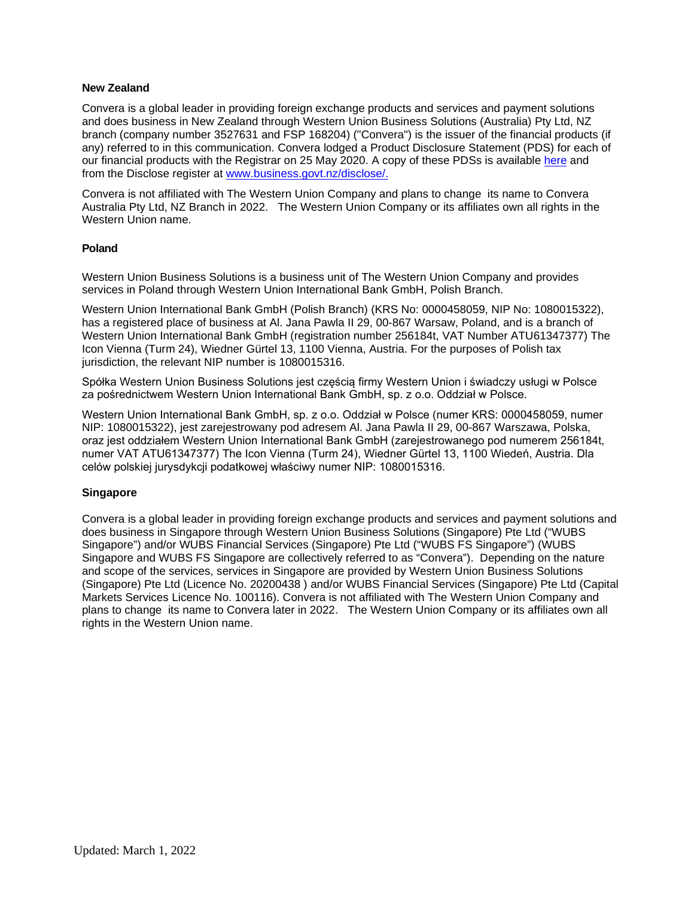**New Zealand**

Convera is a global leader in providing foreign exchange products and services and payment solutions and does business in New Zealand through Western Union Business Solutions (Australia) Pty Ltd, NZ branch (company number 3527631 and FSP 168204) ("Convera") is the issuer of the financial products (if any) referred to in this communication. Convera lodged a Product Disclosure Statement (PDS) for each of our financial products with the Registrar on 25 May 2020. A copy of these PDSs is available here and from the Disclose register at www.business.govt.nz/disclose/.

Convera is not affiliated with The Western Union Company and plans to change its name to Convera Australia Pty Ltd, NZ Branch in 2022. The Western Union Company or its affiliates own all rights in the Western Union name.

**Poland**

Western Union Business Solutions is a business unit of The Western Union Company and provides services in Poland through Western Union International Bank GmbH, Polish Branch.

Western Union International Bank GmbH (Polish Branch) (KRS No: 0000458059, NIP No: 1080015322), has a registered place of business at Al. Jana Pawla II 29, 00-867 Warsaw, Poland, and is a branch of Western Union International Bank GmbH (registration number 256184t, VAT Number ATU61347377) The Icon Vienna (Turm 24), Wiedner Gürtel 13, 1100 Vienna, Austria. For the purposes of Polish tax jurisdiction, the relevant NIP number is 1080015316.

Spółka Western Union Business Solutions jest częścią firmy Western Union i świadczy usługi w Polsce za pośrednictwem Western Union International Bank GmbH, sp. z o.o. Oddział w Polsce.

Western Union International Bank GmbH, sp. z o.o. Oddział w Polsce (numer KRS: 0000458059, numer NIP: 1080015322), jest zarejestrowany pod adresem Al. Jana Pawla II 29, 00-867 Warszawa, Polska, oraz jest oddziałem Western Union International Bank GmbH (zarejestrowanego pod numerem 256184t, numer VAT ATU61347377) The Icon Vienna (Turm 24), Wiedner Gürtel 13, 1100 Wiedeń, Austria. Dla celów polskiej jurysdykcji podatkowej właściwy numer NIP: 1080015316.

**Singapore**

Convera is a global leader in providing foreign exchange products and services and payment solutions and does business in Singapore through Western Union Business Solutions (Singapore) Pte Ltd ("WUBS Singapore") and/or WUBS Financial Services (Singapore) Pte Ltd ("WUBS FS Singapore") (WUBS Singapore and WUBS FS Singapore are collectively referred to as "Convera"). Depending on the nature and scope of the services, services in Singapore are provided by Western Union Business Solutions (Singapore) Pte Ltd (Licence No. 20200438 ) and/or WUBS Financial Services (Singapore) Pte Ltd (Capital Markets Services Licence No. 100116). Convera is not affiliated with The Western Union Company and plans to change its name to Convera later in 2022. The Western Union Company or its affiliates own all rights in the Western Union name.

Updated: March 1, 2022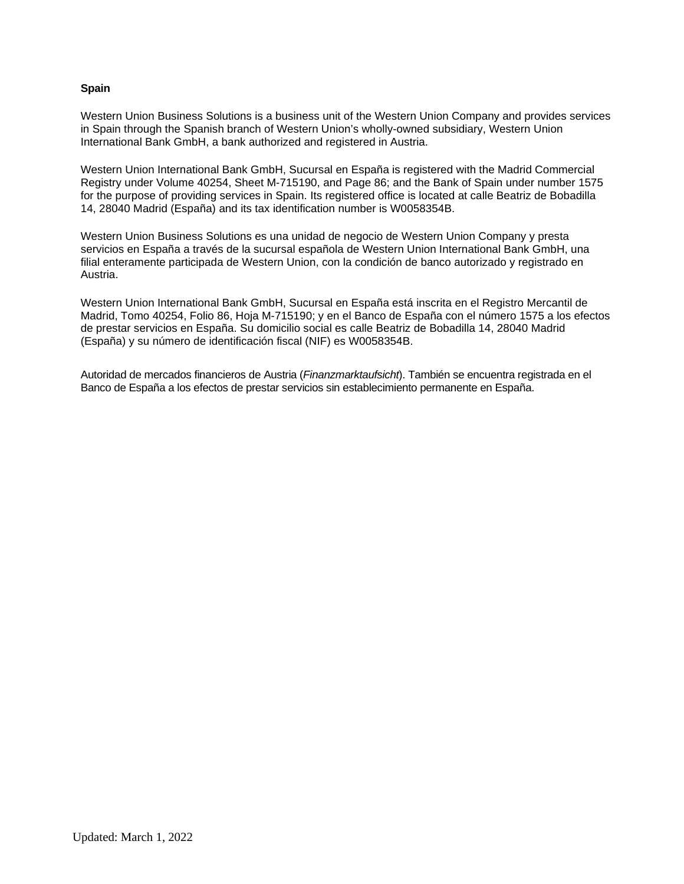**Spain**

Western Union Business Solutions is a business unit of the Western Union Company and provides services in Spain through the Spanish branch of Western Union's wholly-owned subsidiary, Western Union International Bank GmbH, a bank authorized and registered in Austria.

Western Union International Bank GmbH, Sucursal en España is registered with the Madrid Commercial Registry under Volume 40254, Sheet M-715190, and Page 86; and the Bank of Spain under number 1575 for the purpose of providing services in Spain. Its registered office is located at calle Beatriz de Bobadilla 14, 28040 Madrid (España) and its tax identification number is W0058354B.

Western Union Business Solutions es una unidad de negocio de Western Union Company y presta servicios en España a través de la sucursal española de Western Union International Bank GmbH, una filial enteramente participada de Western Union, con la condición de banco autorizado y registrado en Austria.

Western Union International Bank GmbH, Sucursal en España está inscrita en el Registro Mercantil de Madrid, Tomo 40254, Folio 86, Hoja M-715190; y en el Banco de España con el número 1575 a los efectos de prestar servicios en España. Su domicilio social es calle Beatriz de Bobadilla 14, 28040 Madrid (España) y su número de identificación fiscal (NIF) es W0058354B.

Autoridad de mercados financieros de Austria (*Finanzmarktaufsicht*). También se encuentra registrada en el Banco de España a los efectos de prestar servicios sin establecimiento permanente en España.

Updated: March 1, 2022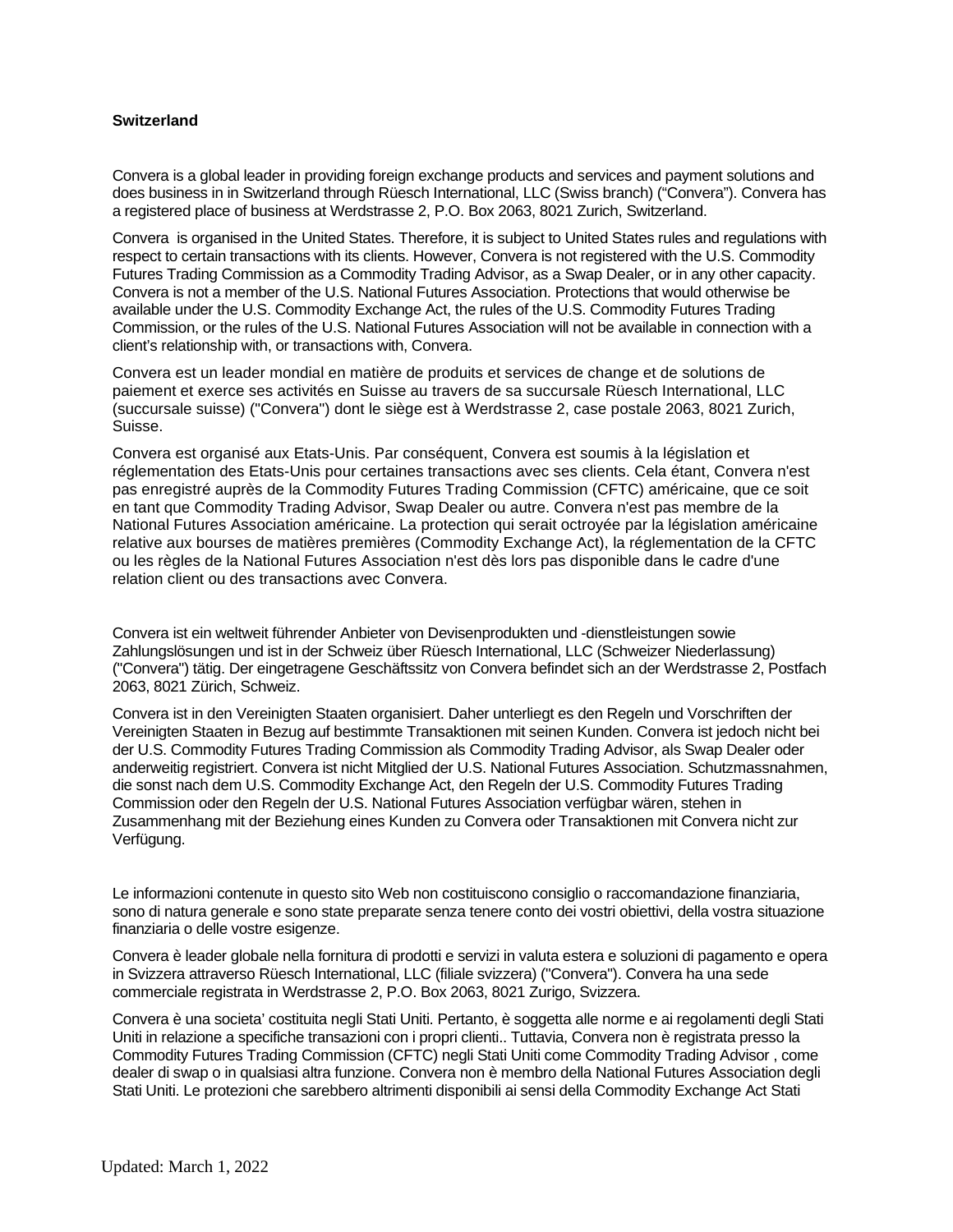**Switzerland**

Convera is a global leader in providing foreign exchange products and services and payment solutions and does business in in Switzerland through Rüesch International, LLC (Swiss branch) ("Convera"). Convera has a registered place of business at Werdstrasse 2, P.O. Box 2063, 8021 Zurich, Switzerland.

Convera  is organised in the United States. Therefore, it is subject to United States rules and regulations with respect to certain transactions with its clients. However, Convera is not registered with the U.S. Commodity Futures Trading Commission as a Commodity Trading Advisor, as a Swap Dealer, or in any other capacity. Convera is not a member of the U.S. National Futures Association. Protections that would otherwise be available under the U.S. Commodity Exchange Act, the rules of the U.S. Commodity Futures Trading Commission, or the rules of the U.S. National Futures Association will not be available in connection with a client's relationship with, or transactions with, Convera.

Convera est un leader mondial en matière de produits et services de change et de solutions de paiement et exerce ses activités en Suisse au travers de sa succursale Rüesch International, LLC (succursale suisse) ("Convera") dont le siège est à Werdstrasse 2, case postale 2063, 8021 Zurich, Suisse.

Convera est organisé aux Etats-Unis. Par conséquent, Convera est soumis à la législation et réglementation des Etats-Unis pour certaines transactions avec ses clients. Cela étant, Convera n'est pas enregistré auprès de la Commodity Futures Trading Commission (CFTC) américaine, que ce soit en tant que Commodity Trading Advisor, Swap Dealer ou autre. Convera n'est pas membre de la National Futures Association américaine. La protection qui serait octroyée par la législation américaine relative aux bourses de matières premières (Commodity Exchange Act), la réglementation de la CFTC ou les règles de la National Futures Association n'est dès lors pas disponible dans le cadre d'une relation client ou des transactions avec Convera.

Convera ist ein weltweit führender Anbieter von Devisenprodukten und -dienstleistungen sowie Zahlungslösungen und ist in der Schweiz über Rüesch International, LLC (Schweizer Niederlassung) ("Convera") tätig. Der eingetragene Geschäftssitz von Convera befindet sich an der Werdstrasse 2, Postfach 2063, 8021 Zürich, Schweiz.

Convera ist in den Vereinigten Staaten organisiert. Daher unterliegt es den Regeln und Vorschriften der Vereinigten Staaten in Bezug auf bestimmte Transaktionen mit seinen Kunden. Convera ist jedoch nicht bei der U.S. Commodity Futures Trading Commission als Commodity Trading Advisor, als Swap Dealer oder anderweitig registriert. Convera ist nicht Mitglied der U.S. National Futures Association. Schutzmassnahmen, die sonst nach dem U.S. Commodity Exchange Act, den Regeln der U.S. Commodity Futures Trading Commission oder den Regeln der U.S. National Futures Association verfügbar wären, stehen in Zusammenhang mit der Beziehung eines Kunden zu Convera oder Transaktionen mit Convera nicht zur Verfügung.

Le informazioni contenute in questo sito Web non costituiscono consiglio o raccomandazione finanziaria, sono di natura generale e sono state preparate senza tenere conto dei vostri obiettivi, della vostra situazione finanziaria o delle vostre esigenze.

Convera è leader globale nella fornitura di prodotti e servizi in valuta estera e soluzioni di pagamento e opera in Svizzera attraverso Rüesch International, LLC (filiale svizzera) ("Convera"). Convera ha una sede commerciale registrata in Werdstrasse 2, P.O. Box 2063, 8021 Zurigo, Svizzera.

Convera è una societa' costituita negli Stati Uniti. Pertanto, è soggetta alle norme e ai regolamenti degli Stati Uniti in relazione a specifiche transazioni con i propri clienti.. Tuttavia, Convera non è registrata presso la Commodity Futures Trading Commission (CFTC) negli Stati Uniti come Commodity Trading Advisor , come dealer di swap o in qualsiasi altra funzione. Convera non è membro della National Futures Association degli Stati Uniti. Le protezioni che sarebbero altrimenti disponibili ai sensi della Commodity Exchange Act Stati

Updated: March 1, 2022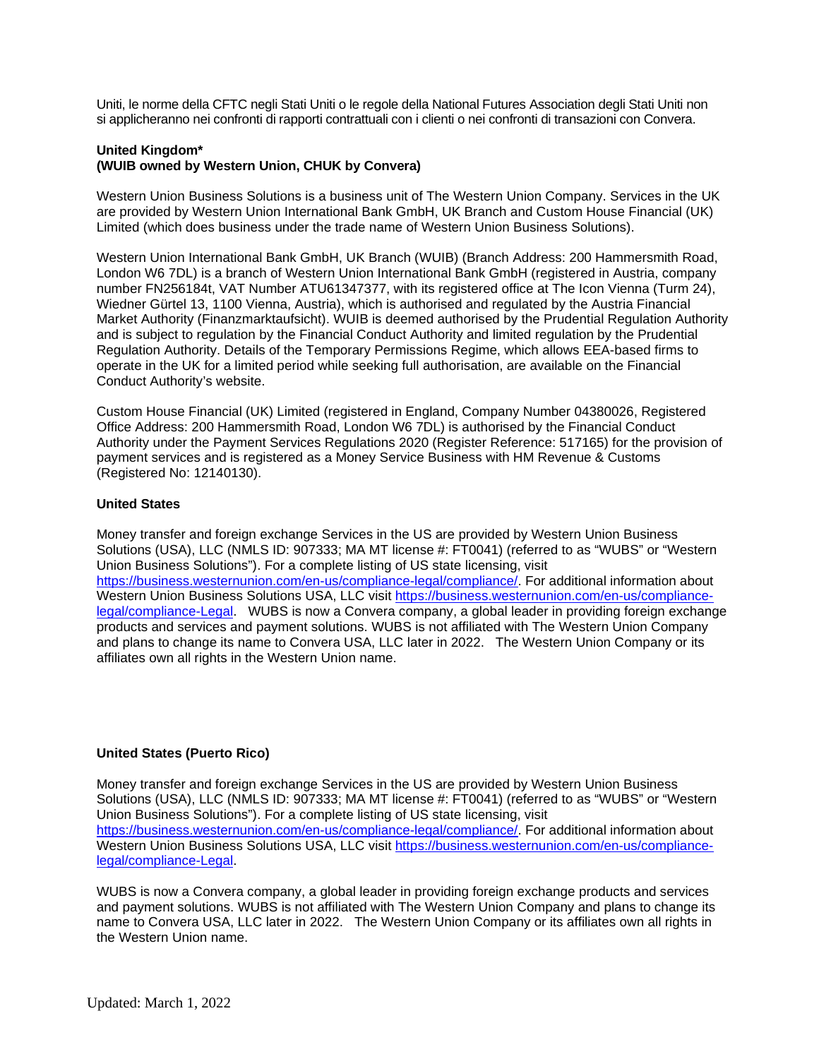Uniti, le norme della CFTC negli Stati Uniti o le regole della National Futures Association degli Stati Uniti non si applicheranno nei confronti di rapporti contrattuali con i clienti o nei confronti di transazioni con Convera.

**United Kingdom***
**(WUIB owned by Western Union, CHUK by Convera)**

Western Union Business Solutions is a business unit of The Western Union Company. Services in the UK are provided by Western Union International Bank GmbH, UK Branch and Custom House Financial (UK) Limited (which does business under the trade name of Western Union Business Solutions).

Western Union International Bank GmbH, UK Branch (WUIB) (Branch Address: 200 Hammersmith Road, London W6 7DL) is a branch of Western Union International Bank GmbH (registered in Austria, company number FN256184t, VAT Number ATU61347377, with its registered office at The Icon Vienna (Turm 24), Wiedner Gürtel 13, 1100 Vienna, Austria), which is authorised and regulated by the Austria Financial Market Authority (Finanzmarktaufsicht). WUIB is deemed authorised by the Prudential Regulation Authority and is subject to regulation by the Financial Conduct Authority and limited regulation by the Prudential Regulation Authority. Details of the Temporary Permissions Regime, which allows EEA-based firms to operate in the UK for a limited period while seeking full authorisation, are available on the Financial Conduct Authority's website.

Custom House Financial (UK) Limited (registered in England, Company Number 04380026, Registered Office Address: 200 Hammersmith Road, London W6 7DL) is authorised by the Financial Conduct Authority under the Payment Services Regulations 2020 (Register Reference: 517165) for the provision of payment services and is registered as a Money Service Business with HM Revenue & Customs (Registered No: 12140130).

**United States**

Money transfer and foreign exchange Services in the US are provided by Western Union Business Solutions (USA), LLC (NMLS ID: 907333; MA MT license #: FT0041) (referred to as "WUBS" or "Western Union Business Solutions"). For a complete listing of US state licensing, visit https://business.westernunion.com/en-us/compliance-legal/compliance/. For additional information about Western Union Business Solutions USA, LLC visit https://business.westernunion.com/en-us/compliance-legal/compliance-Legal. WUBS is now a Convera company, a global leader in providing foreign exchange products and services and payment solutions. WUBS is not affiliated with The Western Union Company and plans to change its name to Convera USA, LLC later in 2022. The Western Union Company or its affiliates own all rights in the Western Union name.

**United States (Puerto Rico)**

Money transfer and foreign exchange Services in the US are provided by Western Union Business Solutions (USA), LLC (NMLS ID: 907333; MA MT license #: FT0041) (referred to as "WUBS" or "Western Union Business Solutions"). For a complete listing of US state licensing, visit https://business.westernunion.com/en-us/compliance-legal/compliance/. For additional information about Western Union Business Solutions USA, LLC visit https://business.westernunion.com/en-us/compliance-legal/compliance-Legal.

WUBS is now a Convera company, a global leader in providing foreign exchange products and services and payment solutions. WUBS is not affiliated with The Western Union Company and plans to change its name to Convera USA, LLC later in 2022. The Western Union Company or its affiliates own all rights in the Western Union name.

Updated: March 1, 2022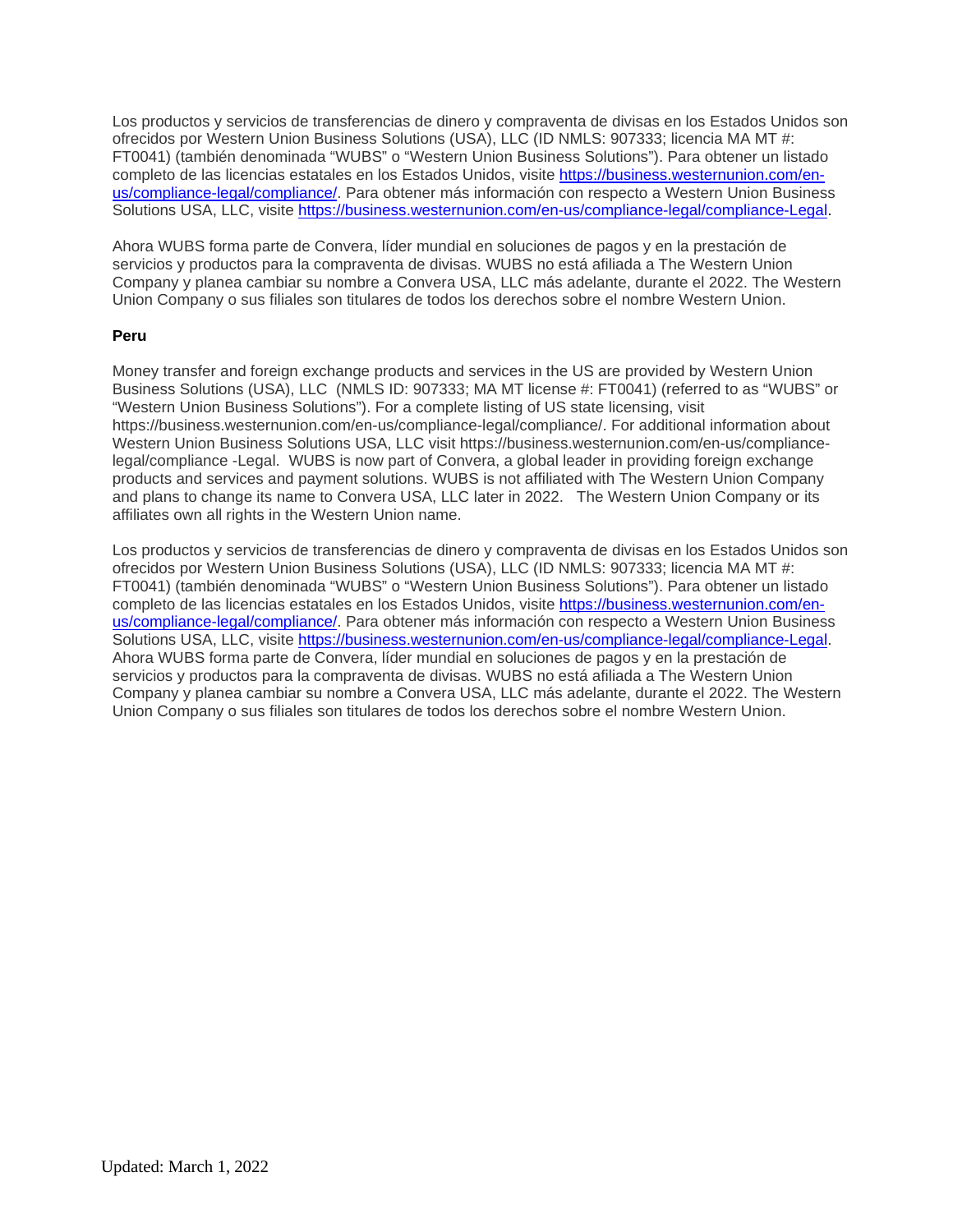Los productos y servicios de transferencias de dinero y compraventa de divisas en los Estados Unidos son ofrecidos por Western Union Business Solutions (USA), LLC (ID NMLS: 907333; licencia MA MT #: FT0041) (también denominada “WUBS” o “Western Union Business Solutions”). Para obtener un listado completo de las licencias estatales en los Estados Unidos, visite [https://business.westernunion.com/en-us/compliance-legal/compliance/](https://business.westernunion.com/en-us/compliance-legal/compliance/). Para obtener más información con respecto a Western Union Business Solutions USA, LLC, visite [https://business.westernunion.com/en-us/compliance-legal/compliance-Legal](https://business.westernunion.com/en-us/compliance-legal/compliance-Legal).

Ahora WUBS forma parte de Convera, líder mundial en soluciones de pagos y en la prestación de servicios y productos para la compraventa de divisas. WUBS no está afiliada a The Western Union Company y planea cambiar su nombre a Convera USA, LLC más adelante, durante el 2022. The Western Union Company o sus filiales son titulares de todos los derechos sobre el nombre Western Union.

**Peru**

Money transfer and foreign exchange products and services in the US are provided by Western Union Business Solutions (USA), LLC (NMLS ID: 907333; MA MT license #: FT0041) (referred to as “WUBS” or “Western Union Business Solutions”). For a complete listing of US state licensing, visit https://business.westernunion.com/en-us/compliance-legal/compliance/. For additional information about Western Union Business Solutions USA, LLC visit https://business.westernunion.com/en-us/compliance-legal/compliance -Legal. WUBS is now part of Convera, a global leader in providing foreign exchange products and services and payment solutions. WUBS is not affiliated with The Western Union Company and plans to change its name to Convera USA, LLC later in 2022. The Western Union Company or its affiliates own all rights in the Western Union name.

Los productos y servicios de transferencias de dinero y compraventa de divisas en los Estados Unidos son ofrecidos por Western Union Business Solutions (USA), LLC (ID NMLS: 907333; licencia MA MT #: FT0041) (también denominada “WUBS” o “Western Union Business Solutions”). Para obtener un listado completo de las licencias estatales en los Estados Unidos, visite [https://business.westernunion.com/en-us/compliance-legal/compliance/](https://business.westernunion.com/en-us/compliance-legal/compliance/). Para obtener más información con respecto a Western Union Business Solutions USA, LLC, visite [https://business.westernunion.com/en-us/compliance-legal/compliance-Legal](https://business.westernunion.com/en-us/compliance-legal/compliance-Legal). Ahora WUBS forma parte de Convera, líder mundial en soluciones de pagos y en la prestación de servicios y productos para la compraventa de divisas. WUBS no está afiliada a The Western Union Company y planea cambiar su nombre a Convera USA, LLC más adelante, durante el 2022. The Western Union Company o sus filiales son titulares de todos los derechos sobre el nombre Western Union.

Updated: March 1, 2022